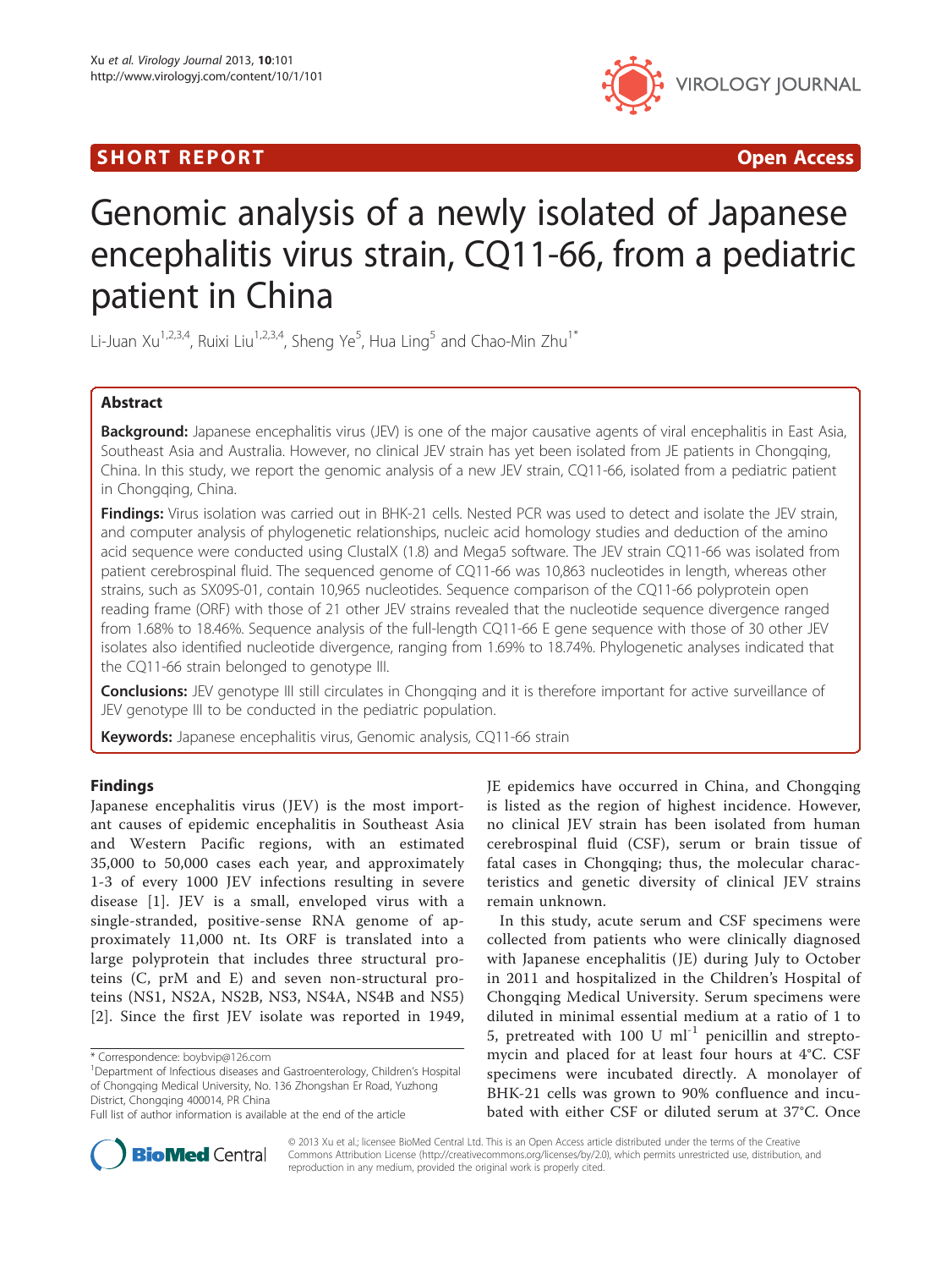SHORT REPORT Open Access

# Genomic analysis of a newly isolated of Japanese encephalitis virus strain, CQ11-66, from a pediatric patient in China

Li-Juan Xu[1,2,3,4], Ruixi Liu[1,2,3,4], Sheng Ye[5], Hua Ling[5] and Chao-Min Zhu[1*]

## Abstract

**Background:** Japanese encephalitis virus (JEV) is one of the major causative agents of viral encephalitis in East Asia, Southeast Asia and Australia. However, no clinical JEV strain has yet been isolated from JE patients in Chongqing, China. In this study, we report the genomic analysis of a new JEV strain, CQ11-66, isolated from a pediatric patient in Chongqing, China.

**Findings:** Virus isolation was carried out in BHK-21 cells. Nested PCR was used to detect and isolate the JEV strain, and computer analysis of phylogenetic relationships, nucleic acid homology studies and deduction of the amino acid sequence were conducted using ClustalX (1.8) and Mega5 software. The JEV strain CQ11-66 was isolated from patient cerebrospinal fluid. The sequenced genome of CQ11-66 was 10,863 nucleotides in length, whereas other strains, such as SX09S-01, contain 10,965 nucleotides. Sequence comparison of the CQ11-66 polyprotein open reading frame (ORF) with those of 21 other JEV strains revealed that the nucleotide sequence divergence ranged from 1.68% to 18.46%. Sequence analysis of the full-length CQ11-66 E gene sequence with those of 30 other JEV isolates also identified nucleotide divergence, ranging from 1.69% to 18.74%. Phylogenetic analyses indicated that the CQ11-66 strain belonged to genotype III.

**Conclusions:** JEV genotype III still circulates in Chongqing and it is therefore important for active surveillance of JEV genotype III to be conducted in the pediatric population.

**Keywords:** Japanese encephalitis virus, Genomic analysis, CQ11-66 strain

## Findings

Japanese encephalitis virus (JEV) is the most important causes of epidemic encephalitis in Southeast Asia and Western Pacific regions, with an estimated 35,000 to 50,000 cases each year, and approximately 1-3 of every 1000 JEV infections resulting in severe disease [1]. JEV is a small, enveloped virus with a single-stranded, positive-sense RNA genome of approximately 11,000 nt. Its ORF is translated into a large polyprotein that includes three structural proteins (C, prM and E) and seven non-structural proteins (NS1, NS2A, NS2B, NS3, NS4A, NS4B and NS5) [2]. Since the first JEV isolate was reported in 1949, JE epidemics have occurred in China, and Chongqing is listed as the region of highest incidence. However, no clinical JEV strain has been isolated from human cerebrospinal fluid (CSF), serum or brain tissue of fatal cases in Chongqing; thus, the molecular characteristics and genetic diversity of clinical JEV strains remain unknown.

In this study, acute serum and CSF specimens were collected from patients who were clinically diagnosed with Japanese encephalitis (JE) during July to October in 2011 and hospitalized in the Children's Hospital of Chongqing Medical University. Serum specimens were diluted in minimal essential medium at a ratio of 1 to 5, pretreated with 100 U $ml^{-1}$ penicillin and streptomycin and placed for at least four hours at 4°C. CSF specimens were incubated directly. A monolayer of BHK-21 cells was grown to 90% confluence and incubated with either CSF or diluted serum at 37°C. Once

\* Correspondence: boybvip@126.com
[1]Department of Infectious diseases and Gastroenterology, Children's Hospital of Chongqing Medical University, No. 136 Zhongshan Er Road, Yuzhong District, Chongqing 400014, PR China
Full list of author information is available at the end of the article

© 2013 Xu et al.; licensee BioMed Central Ltd. This is an Open Access article distributed under the terms of the Creative Commons Attribution License (http://creativecommons.org/licenses/by/2.0), which permits unrestricted use, distribution, and reproduction in any medium, provided the original work is properly cited.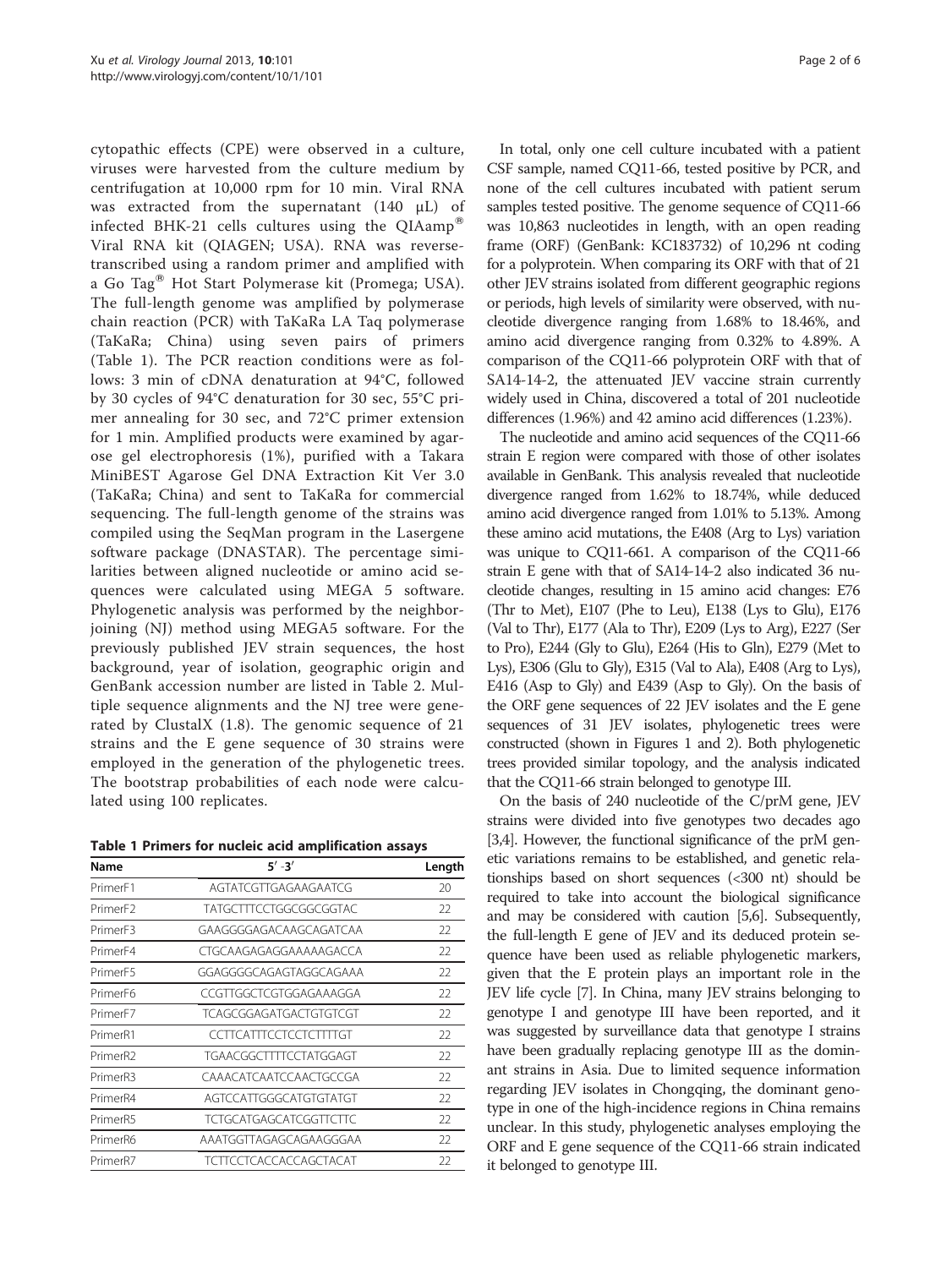cytopathic effects (CPE) were observed in a culture, viruses were harvested from the culture medium by centrifugation at 10,000 rpm for 10 min. Viral RNA was extracted from the supernatant (140 μL) of infected BHK-21 cells cultures using the QIAamp® Viral RNA kit (QIAGEN; USA). RNA was reverse-transcribed using a random primer and amplified with a Go Tag® Hot Start Polymerase kit (Promega; USA). The full-length genome was amplified by polymerase chain reaction (PCR) with TaKaRa LA Taq polymerase (TaKaRa; China) using seven pairs of primers (Table 1). The PCR reaction conditions were as follows: 3 min of cDNA denaturation at 94°C, followed by 30 cycles of 94°C denaturation for 30 sec, 55°C primer annealing for 30 sec, and 72°C primer extension for 1 min. Amplified products were examined by agarose gel electrophoresis (1%), purified with a Takara MiniBEST Agarose Gel DNA Extraction Kit Ver 3.0 (TaKaRa; China) and sent to TaKaRa for commercial sequencing. The full-length genome of the strains was compiled using the SeqMan program in the Lasergene software package (DNASTAR). The percentage similarities between aligned nucleotide or amino acid sequences were calculated using MEGA 5 software. Phylogenetic analysis was performed by the neighbor-joining (NJ) method using MEGA5 software. For the previously published JEV strain sequences, the host background, year of isolation, geographic origin and GenBank accession number are listed in Table 2. Multiple sequence alignments and the NJ tree were generated by ClustalX (1.8). The genomic sequence of 21 strains and the E gene sequence of 30 strains were employed in the generation of the phylogenetic trees. The bootstrap probabilities of each node were calculated using 100 replicates.

**Table 1 Primers for nucleic acid amplification assays**

| Name | 5′ -3′ | Length |
|---|---|---|
| PrimerF1 | AGTATCGTTGAGAAGAATCG | 20 |
| PrimerF2 | TATGCTTTCCTGGCGGCGGTAC | 22 |
| PrimerF3 | GAAGGGGAGACAAGCAGATCAA | 22 |
| PrimerF4 | CTGCAAGAGAGGAAAAAGACCA | 22 |
| PrimerF5 | GGAGGGGCAGAGTAGGCAGAAA | 22 |
| PrimerF6 | CCGTTGGCTCGTGGAGAAAGGA | 22 |
| PrimerF7 | TCAGCGGAGATGACTGTGTCGT | 22 |
| PrimerR1 | CCTTCATTTCCTCCTCTTTTGT | 22 |
| PrimerR2 | TGAACGGCTTTTCCTATGGAGT | 22 |
| PrimerR3 | CAAACATCAATCCAACTGCCGA | 22 |
| PrimerR4 | AGTCCATTGGGCATGTGTATGT | 22 |
| PrimerR5 | TCTGCATGAGCATCGGTTCTTC | 22 |
| PrimerR6 | AAATGGTTAGAGCAGAAGGGAA | 22 |
| PrimerR7 | TCTTCCTCACCACCAGCTACAT | 22 |

In total, only one cell culture incubated with a patient CSF sample, named CQ11-66, tested positive by PCR, and none of the cell cultures incubated with patient serum samples tested positive. The genome sequence of CQ11-66 was 10,863 nucleotides in length, with an open reading frame (ORF) (GenBank: KC183732) of 10,296 nt coding for a polyprotein. When comparing its ORF with that of 21 other JEV strains isolated from different geographic regions or periods, high levels of similarity were observed, with nucleotide divergence ranging from 1.68% to 18.46%, and amino acid divergence ranging from 0.32% to 4.89%. A comparison of the CQ11-66 polyprotein ORF with that of SA14-14-2, the attenuated JEV vaccine strain currently widely used in China, discovered a total of 201 nucleotide differences (1.96%) and 42 amino acid differences (1.23%).

The nucleotide and amino acid sequences of the CQ11-66 strain E region were compared with those of other isolates available in GenBank. This analysis revealed that nucleotide divergence ranged from 1.62% to 18.74%, while deduced amino acid divergence ranged from 1.01% to 5.13%. Among these amino acid mutations, the E408 (Arg to Lys) variation was unique to CQ11-661. A comparison of the CQ11-66 strain E gene with that of SA14-14-2 also indicated 36 nucleotide changes, resulting in 15 amino acid changes: E76 (Thr to Met), E107 (Phe to Leu), E138 (Lys to Glu), E176 (Val to Thr), E177 (Ala to Thr), E209 (Lys to Arg), E227 (Ser to Pro), E244 (Gly to Glu), E264 (His to Gln), E279 (Met to Lys), E306 (Glu to Gly), E315 (Val to Ala), E408 (Arg to Lys), E416 (Asp to Gly) and E439 (Asp to Gly). On the basis of the ORF gene sequences of 22 JEV isolates and the E gene sequences of 31 JEV isolates, phylogenetic trees were constructed (shown in Figures 1 and 2). Both phylogenetic trees provided similar topology, and the analysis indicated that the CQ11-66 strain belonged to genotype III.

On the basis of 240 nucleotide of the C/prM gene, JEV strains were divided into five genotypes two decades ago [3,4]. However, the functional significance of the prM genetic variations remains to be established, and genetic relationships based on short sequences (<300 nt) should be required to take into account the biological significance and may be considered with caution [5,6]. Subsequently, the full-length E gene of JEV and its deduced protein sequence have been used as reliable phylogenetic markers, given that the E protein plays an important role in the JEV life cycle [7]. In China, many JEV strains belonging to genotype I and genotype III have been reported, and it was suggested by surveillance data that genotype I strains have been gradually replacing genotype III as the dominant strains in Asia. Due to limited sequence information regarding JEV isolates in Chongqing, the dominant genotype in one of the high-incidence regions in China remains unclear. In this study, phylogenetic analyses employing the ORF and E gene sequence of the CQ11-66 strain indicated it belonged to genotype III.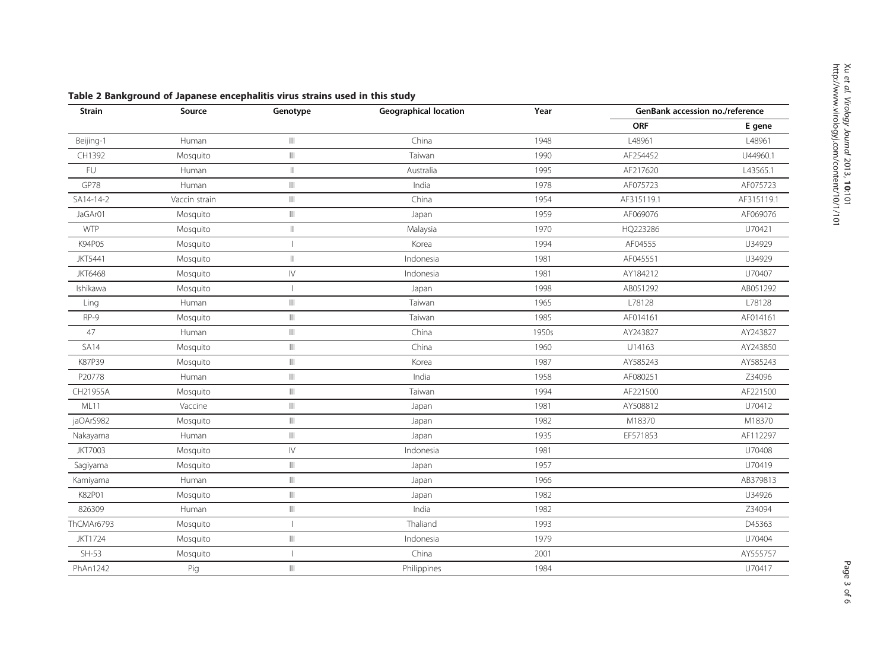**Table 2 Bankground of Japanese encephalitis virus strains used in this study**

| Strain | Source | Genotype | Geographical location | Year | GenBank accession no./reference | |
|---|---|---|---|---|---|---|
| | | | | | ORF | E gene |
| Beijing-1 | Human | III | China | 1948 | L48961 | L48961 |
| CH1392 | Mosquito | III | Taiwan | 1990 | AF254452 | U44960.1 |
| FU | Human | II | Australia | 1995 | AF217620 | L43565.1 |
| GP78 | Human | III | India | 1978 | AF075723 | AF075723 |
| SA14-14-2 | Vaccin strain | III | China | 1954 | AF315119.1 | AF315119.1 |
| JaGAr01 | Mosquito | III | Japan | 1959 | AF069076 | AF069076 |
| WTP | Mosquito | II | Malaysia | 1970 | HQ223286 | U70421 |
| K94P05 | Mosquito | I | Korea | 1994 | AF04555 | U34929 |
| JKT5441 | Mosquito | II | Indonesia | 1981 | AF045551 | U34929 |
| JKT6468 | Mosquito | IV | Indonesia | 1981 | AY184212 | U70407 |
| Ishikawa | Mosquito | I | Japan | 1998 | AB051292 | AB051292 |
| Ling | Human | III | Taiwan | 1965 | L78128 | L78128 |
| RP-9 | Mosquito | III | Taiwan | 1985 | AF014161 | AF014161 |
| 47 | Human | III | China | 1950s | AY243827 | AY243827 |
| SA14 | Mosquito | III | China | 1960 | U14163 | AY243850 |
| K87P39 | Mosquito | III | Korea | 1987 | AY585243 | AY585243 |
| P20778 | Human | III | India | 1958 | AF080251 | Z34096 |
| CH21955A | Mosquito | III | Taiwan | 1994 | AF221500 | AF221500 |
| ML11 | Vaccine | III | Japan | 1981 | AY508812 | U70412 |
| jaOArS982 | Mosquito | III | Japan | 1982 | M18370 | M18370 |
| Nakayama | Human | III | Japan | 1935 | EF571853 | AF112297 |
| JKT7003 | Mosquito | IV | Indonesia | 1981 | | U70408 |
| Sagiyama | Mosquito | III | Japan | 1957 | | U70419 |
| Kamiyama | Human | III | Japan | 1966 | | AB379813 |
| K82P01 | Mosquito | III | Japan | 1982 | | U34926 |
| 826309 | Human | III | India | 1982 | | Z34094 |
| ThCMAr6793 | Mosquito | I | Thaliand | 1993 | | D45363 |
| JKT1724 | Mosquito | III | Indonesia | 1979 | | U70404 |
| SH-53 | Mosquito | I | China | 2001 | | AY555757 |
| PhAn1242 | Pig | III | Philippines | 1984 | | U70417 |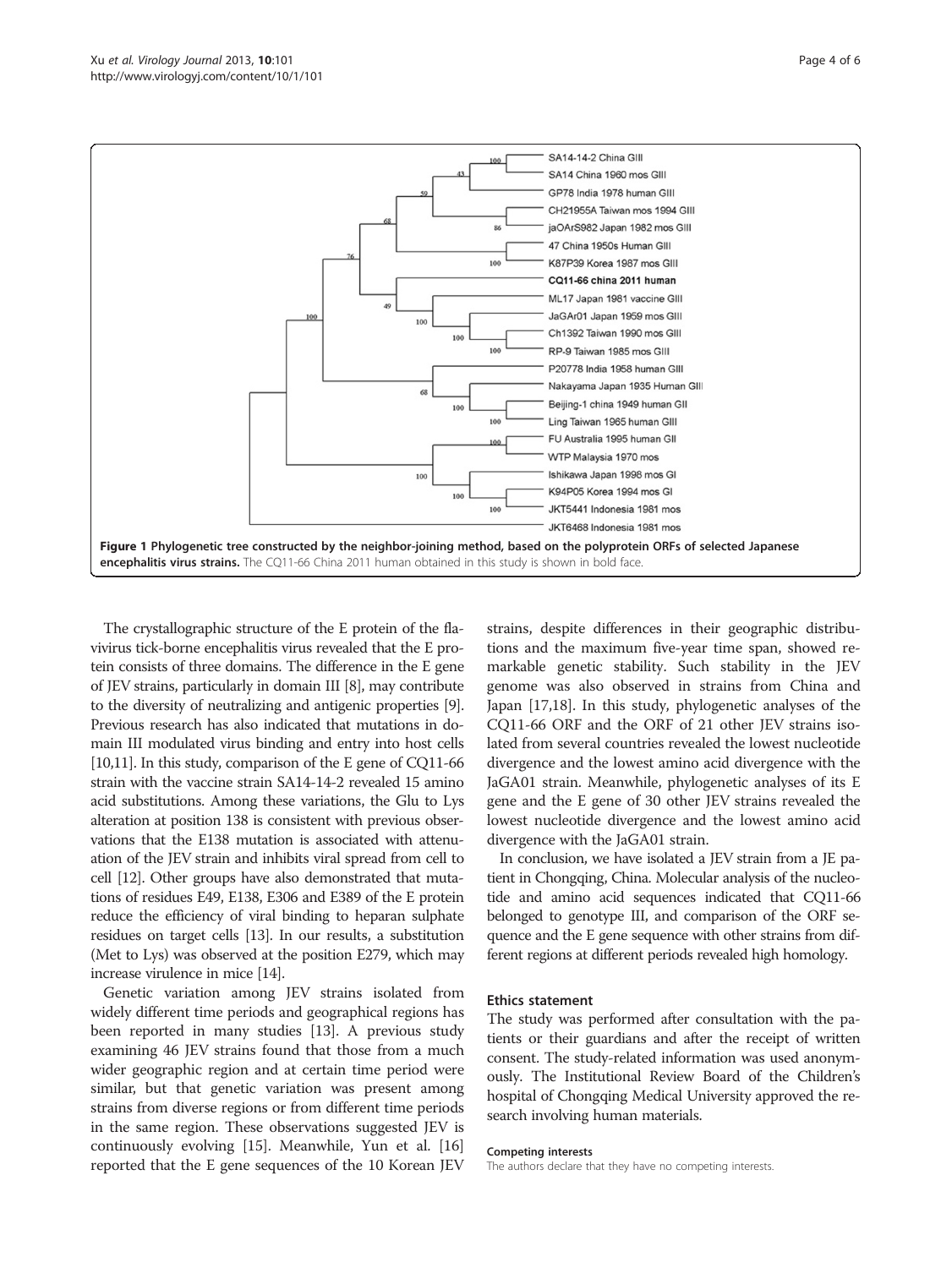**Figure 1 Phylogenetic tree constructed by the neighbor-joining method, based on the polyprotein ORFs of selected Japanese encephalitis virus strains.** The CQ11-66 China 2011 human obtained in this study is shown in bold face.

The crystallographic structure of the E protein of the flavivirus tick-borne encephalitis virus revealed that the E protein consists of three domains. The difference in the E gene of JEV strains, particularly in domain III [8], may contribute to the diversity of neutralizing and antigenic properties [9]. Previous research has also indicated that mutations in domain III modulated virus binding and entry into host cells [10,11]. In this study, comparison of the E gene of CQ11-66 strain with the vaccine strain SA14-14-2 revealed 15 amino acid substitutions. Among these variations, the Glu to Lys alteration at position 138 is consistent with previous observations that the E138 mutation is associated with attenuation of the JEV strain and inhibits viral spread from cell to cell [12]. Other groups have also demonstrated that mutations of residues E49, E138, E306 and E389 of the E protein reduce the efficiency of viral binding to heparan sulphate residues on target cells [13]. In our results, a substitution (Met to Lys) was observed at the position E279, which may increase virulence in mice [14].

Genetic variation among JEV strains isolated from widely different time periods and geographical regions has been reported in many studies [13]. A previous study examining 46 JEV strains found that those from a much wider geographic region and at certain time period were similar, but that genetic variation was present among strains from diverse regions or from different time periods in the same region. These observations suggested JEV is continuously evolving [15]. Meanwhile, Yun et al. [16] reported that the E gene sequences of the 10 Korean JEV strains, despite differences in their geographic distributions and the maximum five-year time span, showed remarkable genetic stability. Such stability in the JEV genome was also observed in strains from China and Japan [17,18]. In this study, phylogenetic analyses of the CQ11-66 ORF and the ORF of 21 other JEV strains isolated from several countries revealed the lowest nucleotide divergence and the lowest amino acid divergence with the JaGA01 strain. Meanwhile, phylogenetic analyses of its E gene and the E gene of 30 other JEV strains revealed the lowest nucleotide divergence and the lowest amino acid divergence with the JaGA01 strain.

In conclusion, we have isolated a JEV strain from a JE patient in Chongqing, China. Molecular analysis of the nucleotide and amino acid sequences indicated that CQ11-66 belonged to genotype III, and comparison of the ORF sequence and the E gene sequence with other strains from different regions at different periods revealed high homology.

### Ethics statement

The study was performed after consultation with the patients or their guardians and after the receipt of written consent. The study-related information was used anonymously. The Institutional Review Board of the Children's hospital of Chongqing Medical University approved the research involving human materials.

#### Competing interests

The authors declare that they have no competing interests.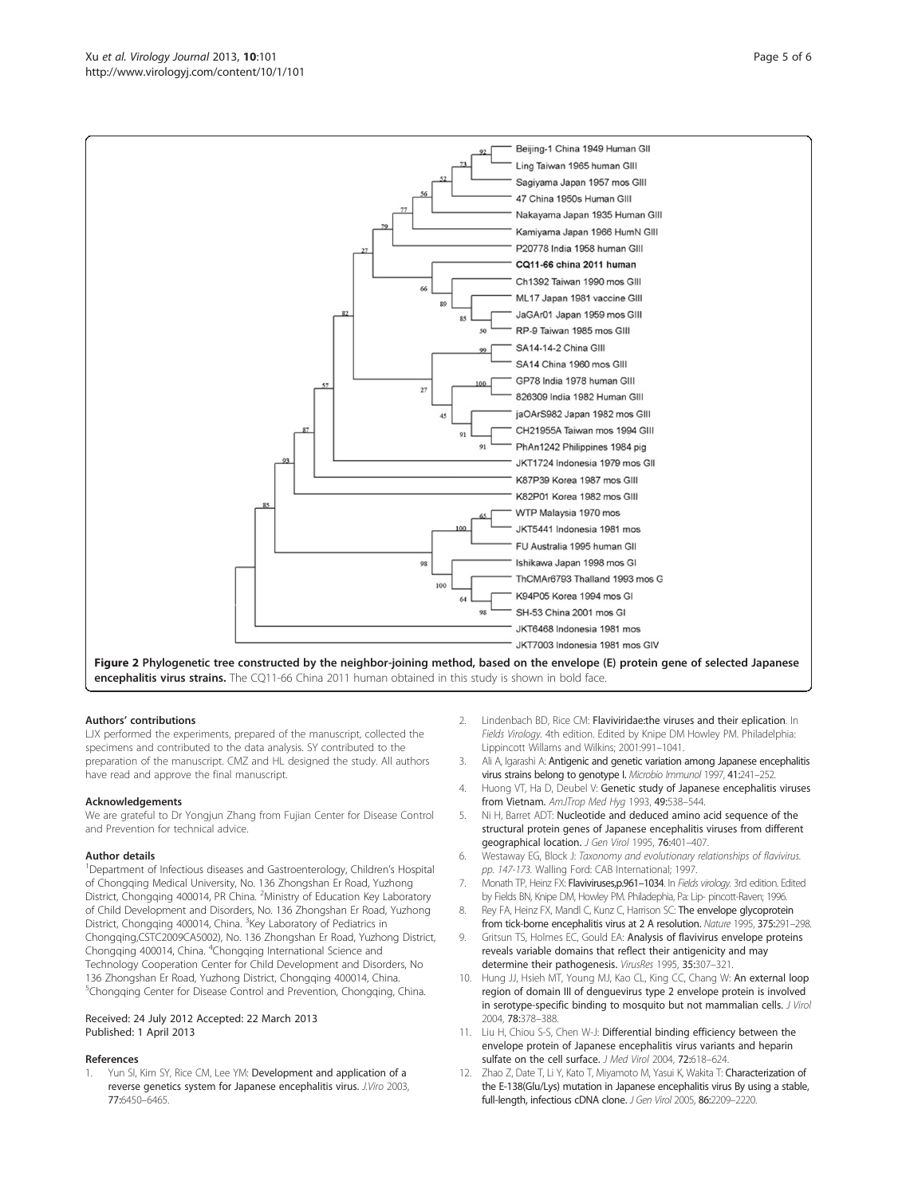Figure 2 Phylogenetic tree constructed by the neighbor-joining method, based on the envelope (E) protein gene of selected Japanese encephalitis virus strains. The CQ11-66 China 2011 human obtained in this study is shown in bold face.

## Authors' contributions

LJX performed the experiments, prepared of the manuscript, collected the specimens and contributed to the data analysis. SY contributed to the preparation of the manuscript. CMZ and HL designed the study. All authors have read and approve the final manuscript.

## Acknowledgements

We are grateful to Dr Yongjun Zhang from Fujian Center for Disease Control and Prevention for technical advice.

## Author details

[1]Department of Infectious diseases and Gastroenterology, Children's Hospital of Chongqing Medical University, No. 136 Zhongshan Er Road, Yuzhong District, Chongqing 400014, PR China. [2]Ministry of Education Key Laboratory of Child Development and Disorders, No. 136 Zhongshan Er Road, Yuzhong District, Chongqing 400014, China. [3]Key Laboratory of Pediatrics in Chongqing,CSTC2009CA5002), No. 136 Zhongshan Er Road, Yuzhong District, Chongqing 400014, China. [4]Chongqing International Science and Technology Cooperation Center for Child Development and Disorders, No 136 Zhongshan Er Road, Yuzhong District, Chongqing 400014, China. [5]Chongqing Center for Disease Control and Prevention, Chongqing, China.

Received: 24 July 2012 Accepted: 22 March 2013
Published: 1 April 2013

## References

1. Yun SI, Kim SY, Rice CM, Lee YM: **Development and application of a reverse genetics system for Japanese encephalitis virus.** *J.Viro* 2003, **77:**6450–6465.
2. Lindenbach BD, Rice CM: **Flaviviridae:the viruses and their eplication**. In *Fields Virology*. 4th edition. Edited by Knipe DM Howley PM. Philadelphia: Lippincott Willams and Wilkins; 2001:991–1041.
3. Ali A, Igarashi A: **Antigenic and genetic variation among Japanese encephalitis virus strains belong to genotype I.** *Microbio Immunol* 1997, **41:**241–252.
4. Huong VT, Ha D, Deubel V: **Genetic study of Japanese encephalitis viruses from Vietnam.** *AmJTrop Med Hyg* 1993, **49:**538–544.
5. Ni H, Barret ADT: **Nucleotide and deduced amino acid sequence of the structural protein genes of Japanese encephalitis viruses from different geographical location.** *J Gen Virol* 1995, **76:**401–407.
6. Westaway EG, Block J: *Taxonomy and evolutionary relationships of flavivirus. pp. 147-173.* Walling Ford: CAB International; 1997.
7. Monath TP, Heinz FX: **Flaviviruses,p.961–1034**. In *Fields virology*. 3rd edition. Edited by Fields BN, Knipe DM, Howley PM. Philadephia, Pa: Lip- pincott-Raven; 1996.
8. Rey FA, Heinz FX, Mandl C, Kunz C, Harrison SC: **The envelope glycoprotein from tick-borne encephalitis virus at 2 A resolution.** *Nature* 1995, **375:**291–298.
9. Gritsun TS, Holmes EC, Gould EA: **Analysis of flavivirus envelope proteins reveals variable domains that reflect their antigenicity and may determine their pathogenesis.** *VirusRes* 1995, **35:**307–321.
10. Hung JJ, Hsieh MT, Young MJ, Kao CL, King CC, Chang W: **An external loop region of domain III of denguevirus type 2 envelope protein is involved in serotype-specific binding to mosquito but not mammalian cells.** *J Virol* 2004, **78:**378–388.
11. Liu H, Chiou S-S, Chen W-J: **Differential binding efficiency between the envelope protein of Japanese encephalitis virus variants and heparin sulfate on the cell surface.** *J Med Virol* 2004, **72:**618–624.
12. Zhao Z, Date T, Li Y, Kato T, Miyamoto M, Yasui K, Wakita T: **Characterization of the E-138(Glu/Lys) mutation in Japanese encephalitis virus By using a stable, full-length, infectious cDNA clone.** *J Gen Virol* 2005, **86:**2209–2220.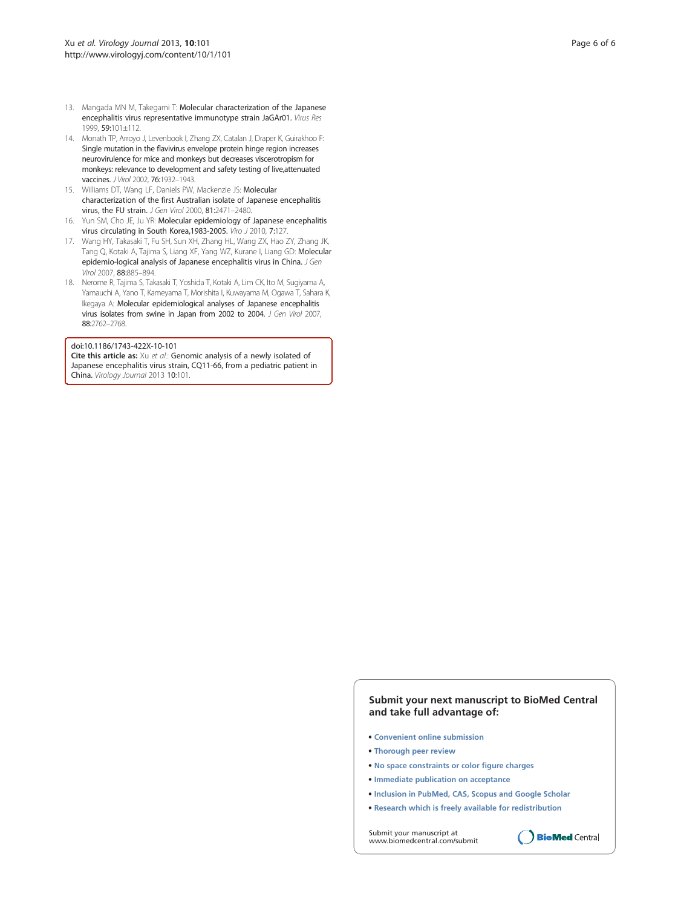13. Mangada MN M, Takegami T: **Molecular characterization of the Japanese encephalitis virus representative immunotype strain JaGAr01.** *Virus Res* 1999, **59:**101±112.
14. Monath TP, Arroyo J, Levenbook I, Zhang ZX, Catalan J, Draper K, Guirakhoo F: **Single mutation in the flavivirus envelope protein hinge region increases neurovirulence for mice and monkeys but decreases viscerotropism for monkeys: relevance to development and safety testing of live,attenuated vaccines.** *J Virol* 2002, **76:**1932–1943.
15. Williams DT, Wang LF, Daniels PW, Mackenzie JS: **Molecular characterization of the first Australian isolate of Japanese encephalitis virus, the FU strain.** *J Gen Virol* 2000, **81:**2471–2480.
16. Yun SM, Cho JE, Ju YR: **Molecular epidemiology of Japanese encephalitis virus circulating in South Korea,1983-2005.** *Viro J* 2010, **7:**127.
17. Wang HY, Takasaki T, Fu SH, Sun XH, Zhang HL, Wang ZX, Hao ZY, Zhang JK, Tang Q, Kotaki A, Tajima S, Liang XF, Yang WZ, Kurane I, Liang GD: **Molecular epidemio-logical analysis of Japanese encephalitis virus in China.** *J Gen Virol* 2007, **88:**885–894.
18. Nerome R, Tajima S, Takasaki T, Yoshida T, Kotaki A, Lim CK, Ito M, Sugiyama A, Yamauchi A, Yano T, Kameyama T, Morishita I, Kuwayama M, Ogawa T, Sahara K, Ikegaya A: **Molecular epidemiological analyses of Japanese encephalitis virus isolates from swine in Japan from 2002 to 2004.** *J Gen Virol* 2007, **88:**2762–2768.

doi:10.1186/1743-422X-10-101
**Cite this article as:** Xu *et al.*: Genomic analysis of a newly isolated of Japanese encephalitis virus strain, CQ11-66, from a pediatric patient in China. *Virology Journal* 2013 **10**:101.

**Submit your next manuscript to BioMed Central and take full advantage of:**

- **Convenient online submission**
- **Thorough peer review**
- **No space constraints or color figure charges**
- **Immediate publication on acceptance**
- **Inclusion in PubMed, CAS, Scopus and Google Scholar**
- **Research which is freely available for redistribution**

Submit your manuscript at
www.biomedcentral.com/submit

BioMed Central